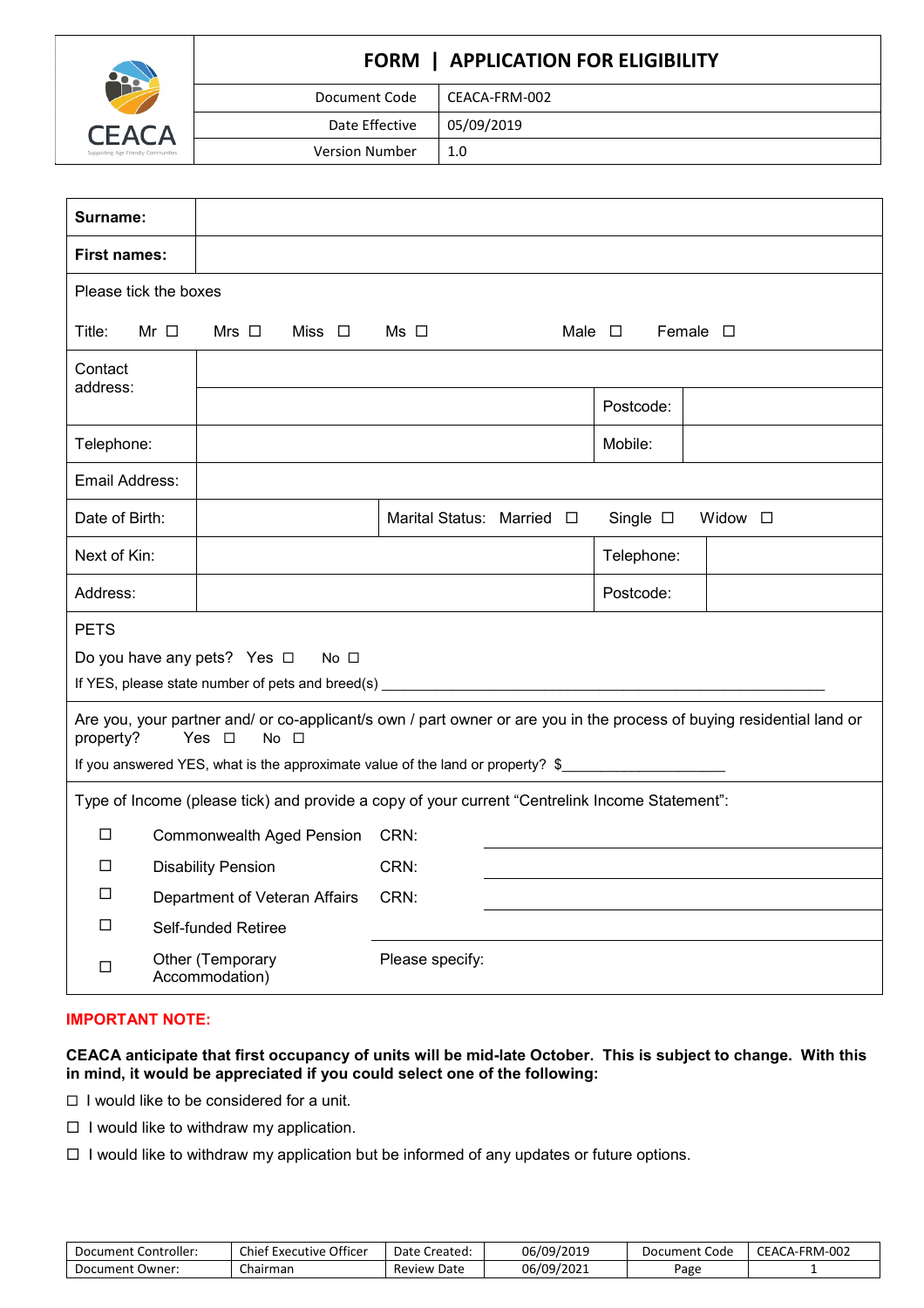# FORM | APPLICATION FOR ELIGIBILITY

| CEACA | | |
|---|---|---|
| | Document Code | CEACA-FRM-002 |
| | Date Effective | 05/09/2019 |
| | Version Number | 1.0 |

| **Surname:** | | | |
|---|---|---|---|
| **First names:** | | | |

Please tick the boxes

Title: Mr ☐ Mrs ☐ Miss ☐ Ms ☐ Male ☐ Female ☐

| | | | |
|---|---|---|---|
| Contact address: | | | |
| | | Postcode: | |
| Telephone: | | Mobile: | |
| Email Address: | | | |
| Date of Birth: | | Marital Status: Married ☐ Single ☐ Widow ☐ | |
| Next of Kin: | | Telephone: | |
| Address: | | Postcode: | |

PETS

Do you have any pets? Yes ☐ No ☐

If YES, please state number of pets and breed(s) ______________________________________________

Are you, your partner and/ or co-applicant/s own / part owner or are you in the process of buying residential land or property? Yes ☐ No ☐

If you answered YES, what is the approximate value of the land or property? $____________________

Type of Income (please tick) and provide a copy of your current "Centrelink Income Statement":

| | | | |
|---|---|---|---|
| ☐ | Commonwealth Aged Pension | CRN: | |
| ☐ | Disability Pension | CRN: | |
| ☐ | Department of Veteran Affairs | CRN: | |
| ☐ | Self-funded Retiree | | |
| ☐ | Other (Temporary Accommodation) | Please specify: | |

**IMPORTANT NOTE:**

**CEACA anticipate that first occupancy of units will be mid-late October. This is subject to change. With this in mind, it would be appreciated if you could select one of the following:**

☐ I would like to be considered for a unit.

☐ I would like to withdraw my application.

☐ I would like to withdraw my application but be informed of any updates or future options.

| Document Controller: | Chief Executive Officer | Date Created: | 06/09/2019 | Document Code | CEACA-FRM-002 |
|---|---|---|---|---|---|
| Document Owner: | Chairman | Review Date | 06/09/2021 | Page | 1 |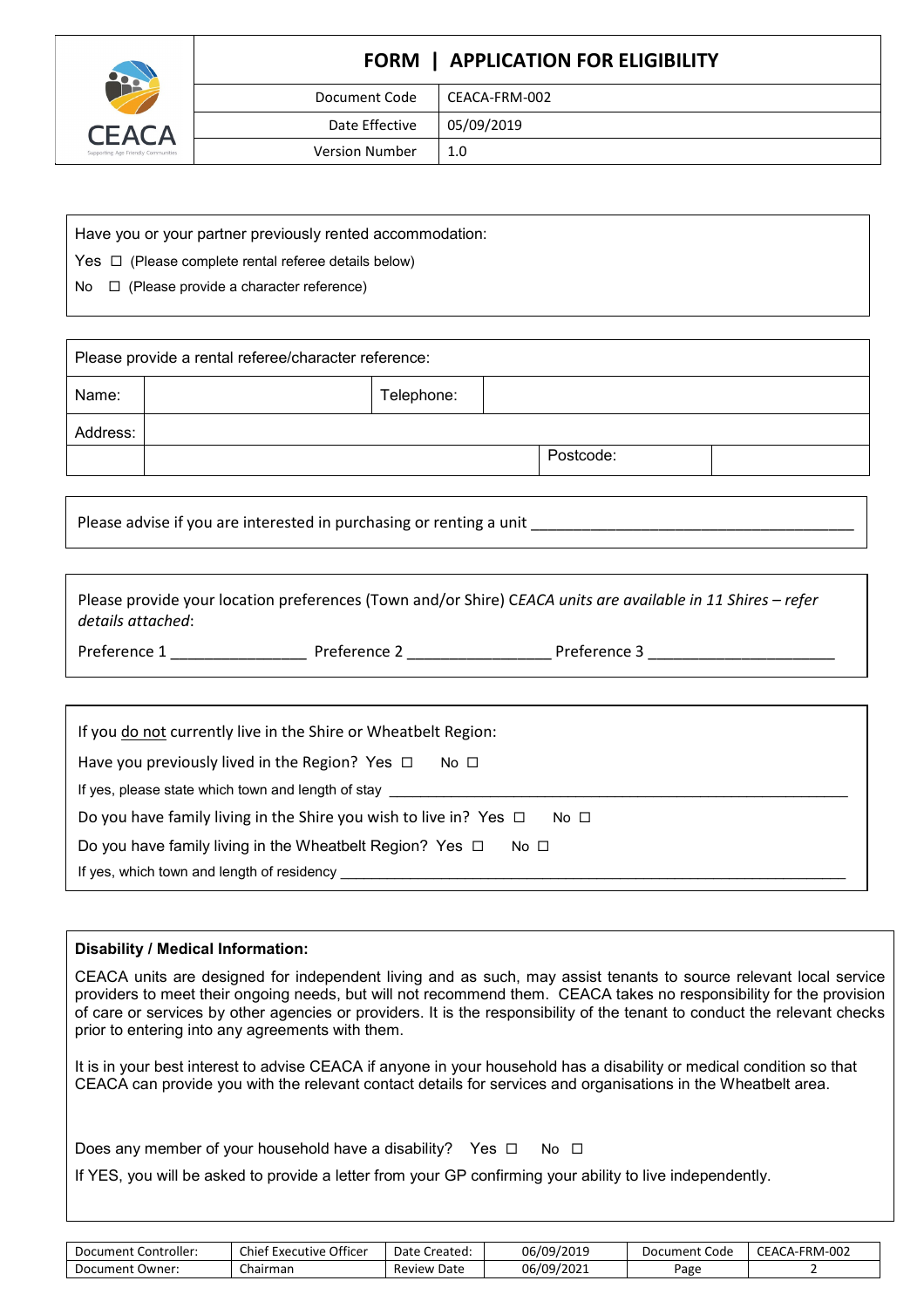Have you or your partner previously rented accommodation:

Yes ☐ (Please complete rental referee details below)

No ☐ (Please provide a character reference)

| Please provide a rental referee/character reference: | | | | |
|---|---|---|---|---|
| Name: | | Telephone: | | |
| Address: | | | | |
| | | | Postcode: | |

Please advise if you are interested in purchasing or renting a unit ________________________________________

Please provide your location preferences (Town and/or Shire) *CEACA units are available in 11 Shires – refer details attached*:

Preference 1 ________________ Preference 2 _________________ Preference 3 ______________________

If you <u>do not</u> currently live in the Shire or Wheatbelt Region:

Have you previously lived in the Region? Yes ☐ No ☐

If yes, please state which town and length of stay ____________________________________________________________

Do you have family living in the Shire you wish to live in? Yes ☐ No ☐

Do you have family living in the Wheatbelt Region? Yes ☐ No ☐

If yes, which town and length of residency ____________________________________________________________

**Disability / Medical Information:**

CEACA units are designed for independent living and as such, may assist tenants to source relevant local service providers to meet their ongoing needs, but will not recommend them. CEACA takes no responsibility for the provision of care or services by other agencies or providers. It is the responsibility of the tenant to conduct the relevant checks prior to entering into any agreements with them.

It is in your best interest to advise CEACA if anyone in your household has a disability or medical condition so that CEACA can provide you with the relevant contact details for services and organisations in the Wheatbelt area.

Does any member of your household have a disability? Yes ☐ No ☐

If YES, you will be asked to provide a letter from your GP confirming your ability to live independently.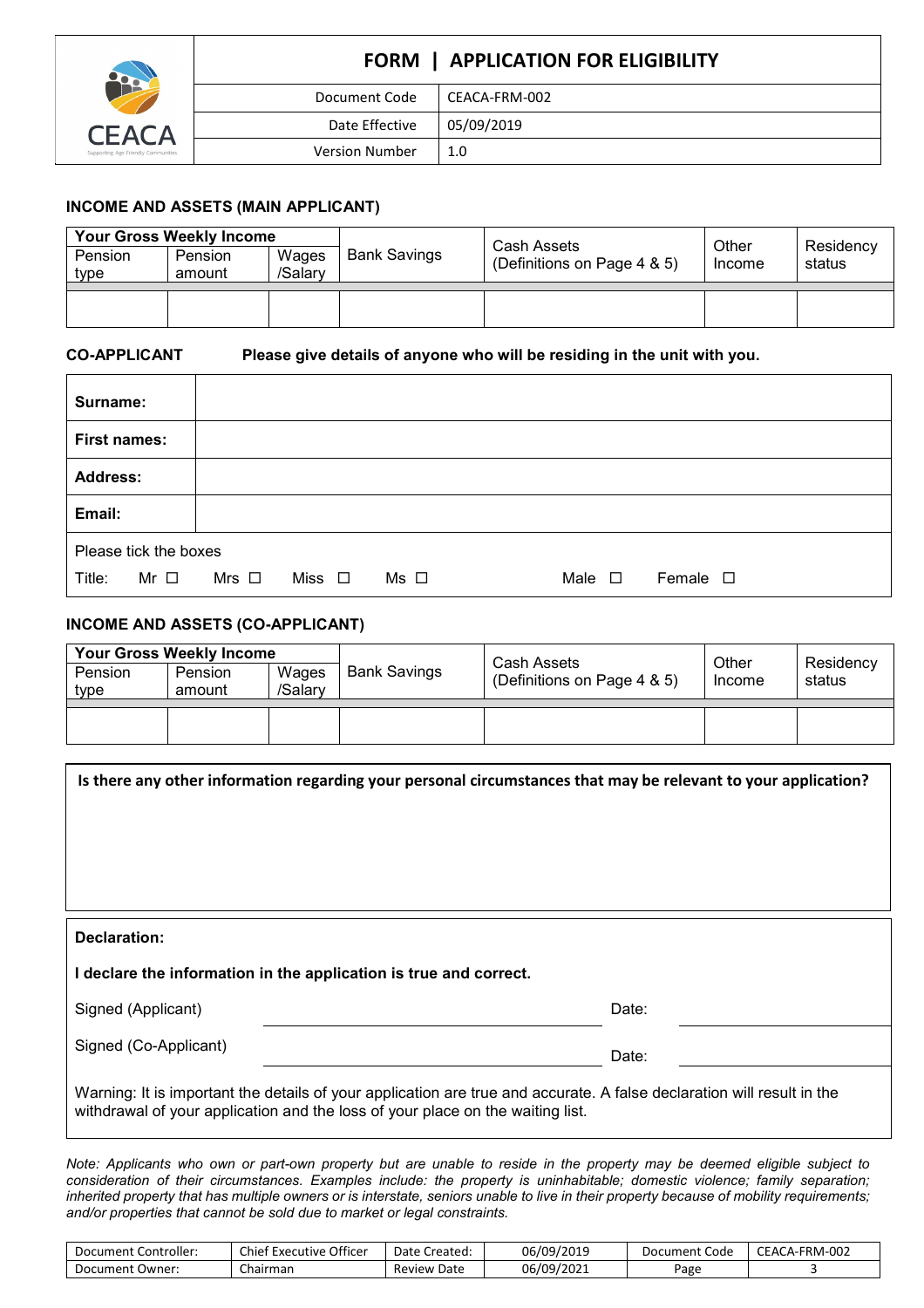# FORM | APPLICATION FOR ELIGIBILITY

| | |
|---|---|
| Document Code | CEACA-FRM-002 |
| Date Effective | 05/09/2019 |
| Version Number | 1.0 |

### INCOME AND ASSETS (MAIN APPLICANT)

| Your Gross Weekly Income | | | Bank Savings | Cash Assets (Definitions on Page 4 & 5) | Other Income | Residency status |
|---|---|---|---|---|---|---|
| Pension type | Pension amount | Wages /Salary | | | | |
| | | | | | | |

**CO-APPLICANT** **Please give details of anyone who will be residing in the unit with you.**

| | |
|---|---|
| **Surname:** | |
| **First names:** | |
| **Address:** | |
| **Email:** | |

Please tick the boxes

Title: Mr ☐ Mrs ☐ Miss ☐ Ms ☐ Male ☐ Female ☐

### INCOME AND ASSETS (CO-APPLICANT)

| Your Gross Weekly Income | | | Bank Savings | Cash Assets (Definitions on Page 4 & 5) | Other Income | Residency status |
|---|---|---|---|---|---|---|
| Pension type | Pension amount | Wages /Salary | | | | |
| | | | | | | |

**Is there any other information regarding your personal circumstances that may be relevant to your application?**

**Declaration:**

**I declare the information in the application is true and correct.**

Signed (Applicant) ______________________ Date: ______________

Signed (Co-Applicant) ______________________ Date: ______________

Warning: It is important the details of your application are true and accurate. A false declaration will result in the withdrawal of your application and the loss of your place on the waiting list.

*Note: Applicants who own or part-own property but are unable to reside in the property may be deemed eligible subject to consideration of their circumstances. Examples include: the property is uninhabitable; domestic violence; family separation; inherited property that has multiple owners or is interstate, seniors unable to live in their property because of mobility requirements; and/or properties that cannot be sold due to market or legal constraints.*

| Document Controller: | Chief Executive Officer | Date Created: | 06/09/2019 | Document Code | CEACA-FRM-002 |
|---|---|---|---|---|---|
| Document Owner: | Chairman | Review Date | 06/09/2021 | Page | 3 |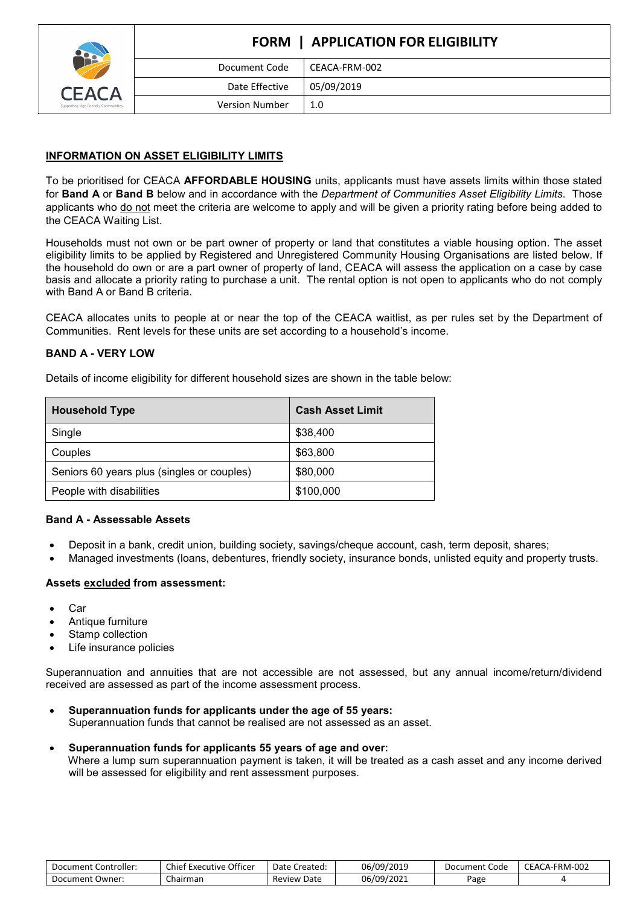## INFORMATION ON ASSET ELIGIBILITY LIMITS

To be prioritised for CEACA **AFFORDABLE HOUSING** units, applicants must have assets limits within those stated for **Band A** or **Band B** below and in accordance with the *Department of Communities Asset Eligibility Limits*. Those applicants who do not meet the criteria are welcome to apply and will be given a priority rating before being added to the CEACA Waiting List.

Households must not own or be part owner of property or land that constitutes a viable housing option. The asset eligibility limits to be applied by Registered and Unregistered Community Housing Organisations are listed below. If the household do own or are a part owner of property of land, CEACA will assess the application on a case by case basis and allocate a priority rating to purchase a unit. The rental option is not open to applicants who do not comply with Band A or Band B criteria.

CEACA allocates units to people at or near the top of the CEACA waitlist, as per rules set by the Department of Communities. Rent levels for these units are set according to a household's income.

### BAND A - VERY LOW

Details of income eligibility for different household sizes are shown in the table below:

| Household Type | Cash Asset Limit |
|---|---|
| Single | $38,400 |
| Couples | $63,800 |
| Seniors 60 years plus (singles or couples) | $80,000 |
| People with disabilities | $100,000 |

**Band A - Assessable Assets**

- Deposit in a bank, credit union, building society, savings/cheque account, cash, term deposit, shares;
- Managed investments (loans, debentures, friendly society, insurance bonds, unlisted equity and property trusts.

**Assets excluded from assessment:**

- Car
- Antique furniture
- Stamp collection
- Life insurance policies

Superannuation and annuities that are not accessible are not assessed, but any annual income/return/dividend received are assessed as part of the income assessment process.

- **Superannuation funds for applicants under the age of 55 years:**
  Superannuation funds that cannot be realised are not assessed as an asset.

- **Superannuation funds for applicants 55 years of age and over:**
  Where a lump sum superannuation payment is taken, it will be treated as a cash asset and any income derived will be assessed for eligibility and rent assessment purposes.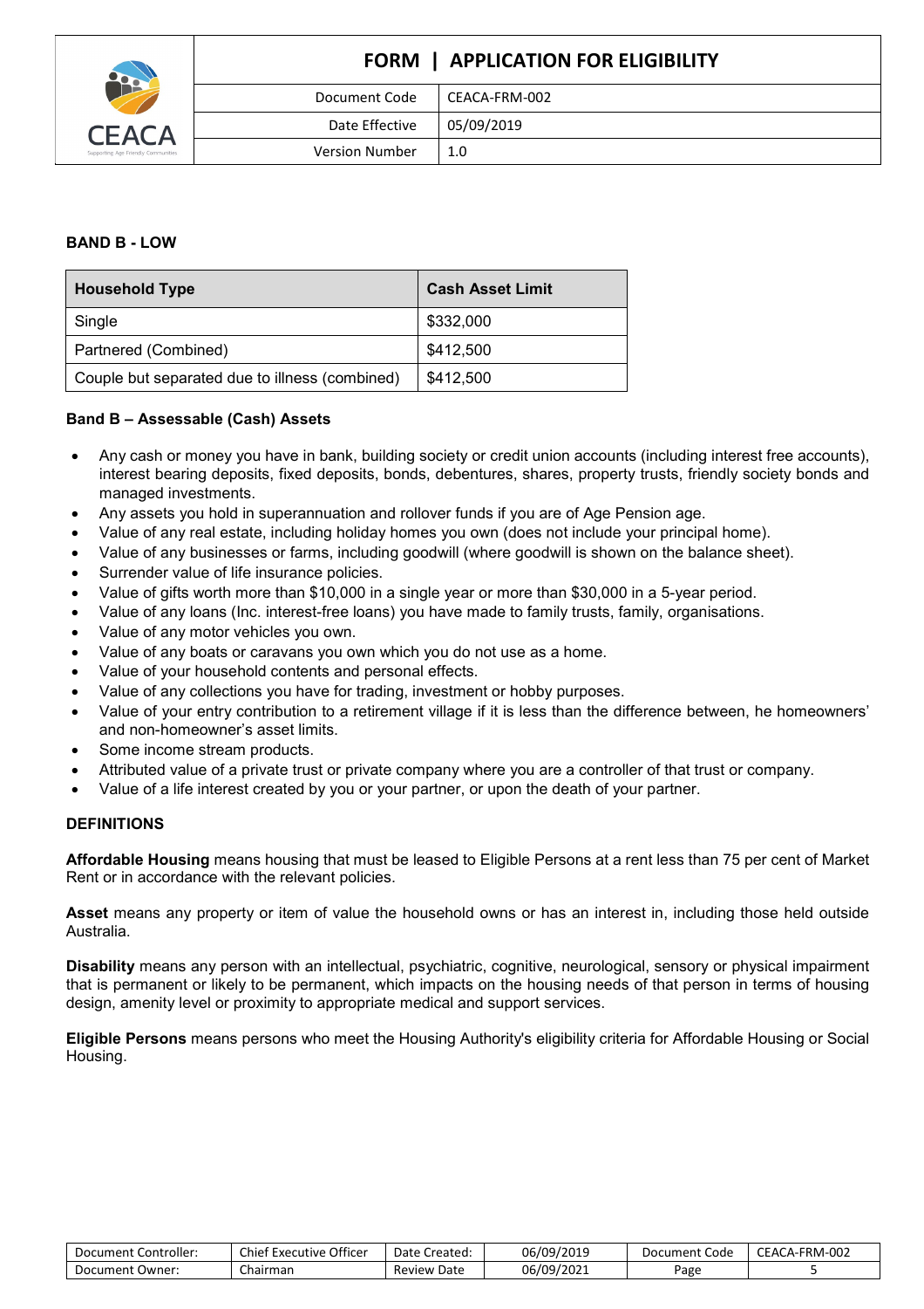**BAND B - LOW**

| Household Type | Cash Asset Limit |
|---|---|
| Single | $332,000 |
| Partnered (Combined) | $412,500 |
| Couple but separated due to illness (combined) | $412,500 |

**Band B – Assessable (Cash) Assets**

- Any cash or money you have in bank, building society or credit union accounts (including interest free accounts), interest bearing deposits, fixed deposits, bonds, debentures, shares, property trusts, friendly society bonds and managed investments.
- Any assets you hold in superannuation and rollover funds if you are of Age Pension age.
- Value of any real estate, including holiday homes you own (does not include your principal home).
- Value of any businesses or farms, including goodwill (where goodwill is shown on the balance sheet).
- Surrender value of life insurance policies.
- Value of gifts worth more than $10,000 in a single year or more than $30,000 in a 5-year period.
- Value of any loans (Inc. interest-free loans) you have made to family trusts, family, organisations.
- Value of any motor vehicles you own.
- Value of any boats or caravans you own which you do not use as a home.
- Value of your household contents and personal effects.
- Value of any collections you have for trading, investment or hobby purposes.
- Value of your entry contribution to a retirement village if it is less than the difference between, he homeowners' and non-homeowner's asset limits.
- Some income stream products.
- Attributed value of a private trust or private company where you are a controller of that trust or company.
- Value of a life interest created by you or your partner, or upon the death of your partner.

**DEFINITIONS**

**Affordable Housing** means housing that must be leased to Eligible Persons at a rent less than 75 per cent of Market Rent or in accordance with the relevant policies.

**Asset** means any property or item of value the household owns or has an interest in, including those held outside Australia.

**Disability** means any person with an intellectual, psychiatric, cognitive, neurological, sensory or physical impairment that is permanent or likely to be permanent, which impacts on the housing needs of that person in terms of housing design, amenity level or proximity to appropriate medical and support services.

**Eligible Persons** means persons who meet the Housing Authority's eligibility criteria for Affordable Housing or Social Housing.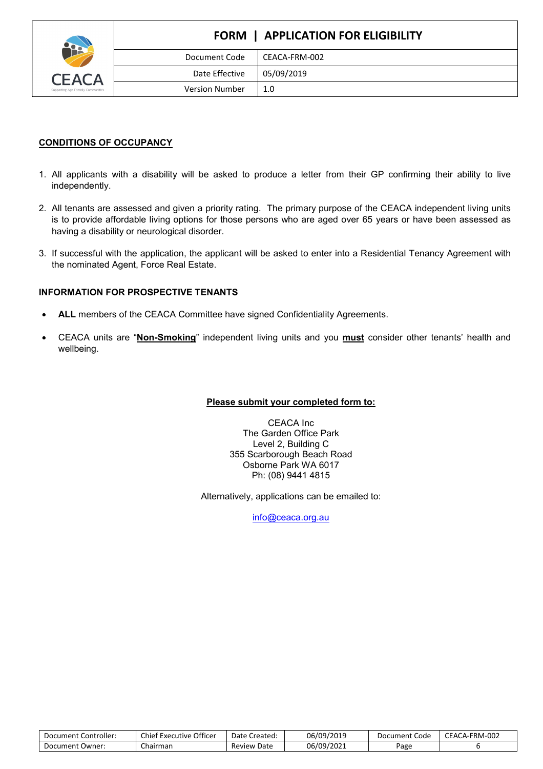## CONDITIONS OF OCCUPANCY

1. All applicants with a disability will be asked to produce a letter from their GP confirming their ability to live independently.

2. All tenants are assessed and given a priority rating. The primary purpose of the CEACA independent living units is to provide affordable living options for those persons who are aged over 65 years or have been assessed as having a disability or neurological disorder.

3. If successful with the application, the applicant will be asked to enter into a Residential Tenancy Agreement with the nominated Agent, Force Real Estate.

## INFORMATION FOR PROSPECTIVE TENANTS

- **ALL** members of the CEACA Committee have signed Confidentiality Agreements.
- CEACA units are "**Non-Smoking**" independent living units and you **must** consider other tenants' health and wellbeing.

**Please submit your completed form to:**

CEACA Inc
The Garden Office Park
Level 2, Building C
355 Scarborough Beach Road
Osborne Park WA 6017
Ph: (08) 9441 4815

Alternatively, applications can be emailed to:

info@ceaca.org.au